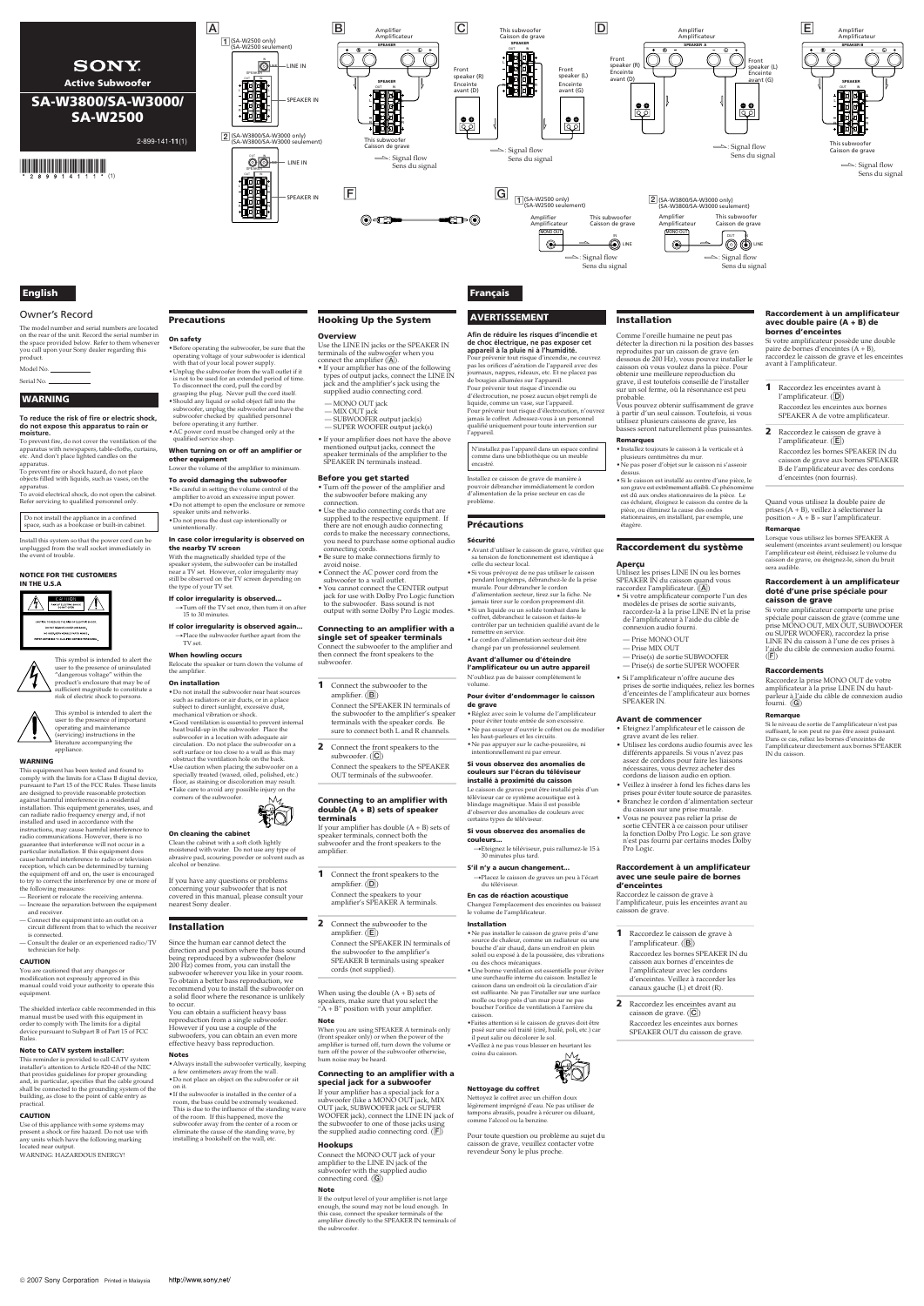SONY

Active Subwoofer

# SA-W3800/SA-W3000/ SA-W2500

2-899-141-**11**(1)

A

1 (SA-W2500 only) (SA-W2500 seulement)

LINE IN

SPEAKER IN

2 (SA-W3800/SA-W3000 only) (SA-W3800/SA-W3000 seulement)

LINE IN

SPEAKER IN

B

Amplifier Amplificateur

This subwoofer Caisson de grave

: Signal flow Sens du signal

C

This subwoofer Caisson de grave

Front speaker (R) Enceinte avant (D)

Front speaker (L) Enceinte avant (G)

: Signal flow Sens du signal

D

Amplifier Amplificateur

Front speaker (R) Enceinte avant (D)

Front speaker (L) Enceinte avant (G)

: Signal flow Sens du signal

E

Amplifier Amplificateur

This subwoofer Caisson de grave

: Signal flow Sens du signal

F

G

1 (SA-W2500 only) (SA-W2500 seulement)

Amplifier Amplificateur

This subwoofer Caisson de grave

MONO OUT

LINE

: Signal flow Sens du signal

2 (SA-W3800/SA-W3000 only) (SA-W3800/SA-W3000 seulement)

Amplifier Amplificateur

This subwoofer Caisson de grave

MONO OUT

LINE

: Signal flow Sens du signal

## English

### Owner's Record

The model number and serial numbers are located on the rear of the unit. Record the serial number in the space provided below. Refer to them whenever you call upon your Sony dealer regarding this product.

Model No.

Serial No.

## WARNING

**To reduce the risk of fire or electric shock, do not expose this apparatus to rain or moisture.**

To prevent fire, do not cover the ventilation of the apparatus with newspapers, table-cloths, curtains, etc. And don't place lighted candles on the apparatus.

To prevent fire or shock hazard, do not place objects filled with liquids, such as vases, on the apparatus.

To avoid electrical shock, do not open the cabinet. Refer servicing to qualified personnel only.

Do not install the appliance in a confined space, such as a bookcase or built-in cabinet.

Install this system so that the power cord can be unplugged from the wall socket immediately in the event of trouble.

**NOTICE FOR THE CUSTOMERS IN THE U.S.A**

This symbol is intended to alert the user to the presence of uninsulated "dangerous voltage" within the product's enclosure that may be of sufficient magnitude to constitute a risk of electric shock to persons.

This symbol is intended to alert the user to the presence of important operating and maintenance (servicing) instructions in the literature accompanying the appliance.

**WARNING**

This equipment has been tested and found to comply with the limits for a Class B digital device, pursuant to Part 15 of the FCC Rules. These limits are designed to provide reasonable protection against harmful interference in a residential installation. This equipment generates, uses, and can radiate radio frequency energy and, if not installed and used in accordance with the instructions, may cause harmful interference to radio communications. However, there is no guarantee that interference will not occur in a particular installation. If this equipment does cause harmful interference to radio or television reception, which can be determined by turning the equipment off and on, the user is encouraged to try to correct the interference by one or more of the following measures:

- Reorient or relocate the receiving antenna.
- Increase the separation between the equipment and receiver.
- Connect the equipment into an outlet on a circuit different from that to which the receiver is connected.
- Consult the dealer or an experienced radio/TV technician for help.

**CAUTION**

You are cautioned that any changes or modification not expressly approved in this manual could void your authority to operate this equipment.

The shielded interface cable recommended in this manual must be used with this equipment in order to comply with The limits for a digital device pursuant to Subpart B of Part 15 of FCC Rules.

**Note to CATV system installer:**

This reminder is provided to call CATV system installer's attention to Article 820-40 of the NEC that provides guidelines for proper grounding and, in particular, specifies that the cable ground shall be connected to the grounding system of the building, as close to the point of cable entry as practical.

**CAUTION**

Use of this appliance with some systems may present a shock or fire hazard. Do not use with any units which have the following marking located near output.

WARNING: HAZARDOUS ENERGY!

## Precautions

**On safety**

- Before operating the subwoofer, be sure that the operating voltage of your subwoofer is identical with that of your local power supply.
- Unplug the subwoofer from the wall outlet if it is not to be used for an extended period of time. To disconnect the cord, pull the cord by grasping the plug. Never pull the cord itself.
- Should any liquid or solid object fall into the subwoofer, unplug the subwoofer and have the subwoofer checked by qualified personnel before operating it any further.
- AC power cord must be changed only at the qualified service shop.

**When turning on or off an amplifier or other equipment**

Lower the volume of the amplifier to minimum.

**To avoid damaging the subwoofer**

- Be careful in setting the volume control of the amplifier to avoid an excessive input power.
- Do not attempt to open the enclosure or remove speaker units and networks.
- Do not press the dust cap intentionally or unintentionally.

**In case color irregularity is observed on the nearby TV screen**

With the magnetically shielded type of the speaker system, the subwoofer can be installed near a TV set. However, color irregularity may still be observed on the TV screen depending on the type of your TV set.

**If color irregularity is observed...**

→Turn off the TV set once, then turn it on after 15 to 30 minutes.

**If color irregularity is observed again...**

→Place the subwoofer further apart from the TV set.

**When howling occurs**

Relocate the speaker or turn down the volume of the amplifier.

**On installation**

- Do not install the subwoofer near heat sources such as radiators or air ducts, or in a place subject to direct sunlight, excessive dust, mechanical vibration or shock.
- Good ventilation is essential to prevent internal heat build-up in the subwoofer. Place the subwoofer in a location with adequate air circulation. Do not place the subwoofer on a soft surface or too close to a wall as this may obstruct the ventilation hole on the back.
- Use caution when placing the subwoofer on a specially treated (waxed, oiled, polished, etc.) floor, as staining or discoloration may result.
- Take care to avoid any possible injury on the corners of the subwoofer.

**On cleaning the cabinet**

Clean the cabinet with a soft cloth lightly moistened with water. Do not use any type of abrasive pad, scouring powder or solvent such as alcohol or benzine.

If you have any questions or problems concerning your subwoofer that is not covered in this manual, please consult your nearest Sony dealer.

## Installation

Since the human ear cannot detect the direction and speaker position where the bass sound being reproduced by a subwoofer (below 200 Hz) comes from, you can install the subwoofer wherever you like in your room. To obtain a better bass reproduction, we recommend you to install the subwoofer on a solid floor where the resonance is unlikely to occur.

You can obtain a sufficient heavy bass reproduction from a single subwoofer. However if you use a couple of the subwoofers, you can obtain an even more effective heavy bass reproduction.

**Notes**

- Always install the subwoofer vertically, keeping a few centimeters away from the wall.
- Do not place an object on the subwoofer or sit on it.
- If the subwoofer is installed in the center of a room, the bass could be extremely weakened. This is due to the influence of the standing wave of the room. If this happened, move the subwoofer away from the center of a room or eliminate the cause of the standing wave, by installing a bookshelf on the wall, etc.

## Hooking Up the System

**Overview**

Use the LINE IN jacks or the SPEAKER IN terminals of the subwoofer when you connect the amplifier (A).

- If your amplifier has one of the following types of output jacks, connect the LINE IN jack and the amplifier's jack using the supplied audio connecting cord.
  - — MONO OUT jack
  - — MIX OUT jack
  - — SUBWOOFER output jack(s)
  - — SUPER WOOFER output jack(s)
- If your amplifier does not have the above mentioned output jacks, connect the speaker terminals of the amplifier to the SPEAKER IN terminals instead.

**Before you get started**

- Turn off the power of the amplifier and the subwoofer before making any connection.
- Use the audio connecting cords that are supplied to the respective equipment. If there are not enough audio connecting cords to make the necessary connections, you need to purchase some optional audio connecting cords.
- Be sure to make connections firmly to avoid noise.
- Connect the AC power cord from the subwoofer to a wall outlet.
- You cannot connect the CENTER output jack for use with Dolby Pro Logic function to the subwoofer. Bass sound is not output with some Dolby Pro Logic modes.

### Connecting to an amplifier with a single set of speaker terminals

Connect the subwoofer to the amplifier and then connect the front speakers to the subwoofer.

1. Connect the subwoofer to the amplifier. (B)
   Connect the SPEAKER IN terminals of the subwoofer to the amplifier's speaker terminals with the speaker cords. Be sure to connect both L and R channels.
2. Connect the front speakers to the subwoofer. (C)
   Connect the speakers to the SPEAKER OUT terminals of the subwoofer.

### Connecting to an amplifier with double (A + B) sets of speaker terminals

If your amplifier has double (A + B) sets of speaker terminals, connect both the subwoofer and the front speakers to the amplifier.

1. Connect the front speakers to the amplifier. (D)
   Connect the speakers to your amplifier's SPEAKER A terminals.
2. Connect the subwoofer to the amplifier. (E)
   Connect the SPEAKER IN terminals of the subwoofer to the amplifier's SPEAKER B terminals using speaker cords (not supplied).

When using the double (A + B) sets of speakers, make sure that you select the "A + B" position with your amplifier.

**Note**

When you are using SPEAKER A terminals only (front speaker only) or when the power of the amplifier is turned off, turn down the volume or turn off the power of the subwoofer otherwise, hum noise may be heard.

### Connecting to an amplifier with a special jack for a subwoofer

If your amplifier has a special jack for a subwoofer (like a MONO OUT jack, MIX OUT jack, SUBWOOFER jack or SUPER WOOFER jack), connect the LINE IN jack of the subwoofer to one of those jacks using the supplied audio connecting cord. (F)

**Hookups**

Connect the MONO OUT jack of your amplifier to the LINE IN jack of the subwoofer with the supplied audio connecting cord. (G)

**Note**

If the output level of your amplifier is not large enough, the sound may not be loud enough. In this case, connect the speaker terminals of the amplifier directly to the SPEAKER IN terminals of the subwoofer.

## Français

## AVERTISSEMENT

**Afin de réduire les risques d'incendie et de choc électrique, ne pas exposer cet appareil à la pluie ni à l'humidité.**

Pour prévenir tout risque d'incendie, ne couvrez pas les orifices d'aération de l'appareil avec des journaux, nappes, rideaux, etc. Et ne placez pas de bougies allumées sur l'appareil.

Pour prévenir tout risque d'incendie ou d'électrocution, ne posez aucun objet rempli de liquide, comme un vase, sur l'appareil.

Pour prévenir tout risque d'électrocution, n'ouvrez jamais le coffret. Adressez-vous à un personnel qualifié uniquement pour toute intervention sur l'appareil.

N'installez pas l'appareil dans un espace confiné comme dans une bibliothèque ou un meuble encastré.

Installez ce caisson de grave de manière à pouvoir débrancher immédiatement le cordon d'alimentation de la prise secteur en cas de problème.

## Précautions

**Sécurité**

- Avant d'utiliser le caisson de grave, vérifiez que sa tension de fonctionnement est identique à celle du secteur local.
- Si vous prévoyez de ne pas utiliser le caisson pendant longtemps, débranchez-le de la prise murale. Pour débrancher le cordon d'alimentation secteur, tirez sur la fiche. Ne jamais tirer sur le cordon proprement dit.
- Si un liquide ou un solide tombait dans le coffret, débranchez le caisson et faites-le contrôler par un technicien qualifié avant de le remettre en service.
- Le cordon d'alimentation secteur doit être changé par un professionnel seulement.

**Avant d'allumer ou d'éteindre l'amplificateur ou un autre appareil**

N'oubliez pas de baisser complètement le volume.

**Pour éviter d'endommager le caisson de grave**

- Réglez avec soin le volume de l'amplificateur pour éviter toute entrée de son excessive.
- Ne pas essayer d'ouvrir le coffret ou de modifier les haut-parleurs et les circuits.
- Ne pas appuyer sur le cache-poussière, ni intentionnellement ni par erreur.

**Si vous observez des anomalies de couleurs sur l'écran du téléviseur installé à proximité du caisson**

Le caisson de graves peut être installé près d'un téléviseur car ce système acoustique est à blindage magnétique. Mais il est possible d'observer des anomalies de couleurs avec certains types de téléviseur.

**Si vous observez des anomalies de couleurs...**

→Eteignez le téléviseur, puis rallumez-le 15 à 30 minutes plus tard.

**S'il n'y a aucun changement...**

→Placez le caisson de graves un peu à l'écart du téléviseur.

**En cas de réaction acoustique**

Changez l'emplacement des enceintes ou baissez le volume de l'amplificateur.

**Installation**

- Ne pas installer le caisson de grave près d'une source de chaleur, comme un radiateur ou une bouche d'air chaud, dans un endroit en plein soleil ou exposé à de la poussière, des vibrations ou des chocs mécaniques.
- Une bonne ventilation est essentielle pour éviter une surchauffe interne du caisson. Installez le caisson dans un endroit où la circulation d'air est suffisante. Ne pas l'installer sur une surface molle ou trop près d'un mur pour ne pas boucher l'orifice de ventilation à l'arrière du caisson.
- Faites attention si le caisson de graves doit être posé sur une sol traité (ciré, huilé, poli, etc.) car il peut salir ou décolorer le sol.
- Veillez à ne pas vous blesser en heurtant les coins du caisson.

**Nettoyage du coffret**

Nettoyez le coffret avec un chiffon doux légèrement imprégné d'eau. Ne pas utiliser de tampons abrasifs, poudre à récurer ou diluant, comme l'alcool ou la benzine.

Pour toute question ou problème au sujet du caisson de grave, veuillez contacter votre revendeur Sony le plus proche.

## Installation

Comme l'oreille humaine ne peut pas détecter la direction ni la position des basses reproduites par un caisson de grave (en dessous de 200 Hz), vous pouvez installer le caisson où vous voulez dans la pièce. Pour obtenir une meilleure reproduction du grave, il est toutefois conseillé de l'installer sur un sol ferme, où la résonance est peu probable.

Vous pouvez obtenir suffisamment de grave à partir d'un seul caisson. Toutefois, si vous utilisez plusieurs caissons de grave, les basses seront naturellement plus puissantes.

**Remarques**

- Installez toujours le caisson à la verticale et à plusieurs centimètres du mur.
- Ne pas poser d'objet sur le caisson ni s'asseoir dessus.
- Si le caisson est installé au centre d'une pièce, le son grave est extrêmement affaibli. Ce phénomène est dû aux ondes stationnaires de la pièce. Le cas échéant, éloignez le caisson du centre de la pièce, ou éliminez la cause des ondes stationnaires, en installant, par exemple, une étagère.

## Raccordement du système

**Aperçu**

Utilisez les prises LINE IN ou les bornes SPEAKER IN du caisson quand vous raccordez l'amplificateur. (A)

- Si votre amplificateur comporte l'un des modèles de prises de sortie suivants, raccordez-la à la prise LINE IN et à la prise de l'amplificateur à l'aide du câble de connexion audio fourni.
  - — Prise MONO OUT
  - — Prise MIX OUT
  - — Prise(s) de sortie SUBWOOFER
  - — Prise(s) de sortie SUPER WOOFER
- Si l'amplificateur n'offre aucune des prises de sortie indiquées, reliez les bornes d'enceintes de l'amplificateur aux bornes SPEAKER IN.

**Avant de commencer**

- Eteignez l'amplificateur et le caisson de grave avant de les relier.
- Utilisez les cordons audio fournis avec les différents appareils. Si vous n'avez pas assez de cordons pour faire les liaisons nécessaires, vous devrez acheter des cordons de liaison audio en option.
- Veillez à insérer à fond les fiches dans les prises pour éviter toute source de parasites.
- Branchez le cordon d'alimentation secteur du caisson sur une prise murale.
- Vous ne pouvez pas relier la prise de sortie CENTER à ce caisson pour utiliser la fonction Dolby Pro Logic. Le son grave n'est pas fourni par certains modes Dolby Pro Logic.

### Raccordement à un amplificateur avec une seule paire de bornes d'enceintes

Raccordez le caisson de grave à l'amplificateur, puis les enceintes avant au caisson de grave.

1. Raccordez le caisson de grave à l'amplificateur. (B)
   Raccordez les bornes SPEAKER IN du caisson aux bornes d'enceintes de l'amplificateur avec les cordons d'enceintes. Veillez à raccorder les canaux gauche (L) et droit (R).
2. Raccordez les enceintes avant au caisson de grave. (C)
   Raccordez les enceintes aux bornes SPEAKER OUT du caisson de grave.

### Raccordement à un amplificateur avec double paire (A + B) de bornes d'enceintes

Si votre amplificateur possède une double paire de bornes d'enceintes (A + B), raccordez le caisson de grave et les enceintes avant à l'amplificateur.

1. Raccordez les enceintes avant à l'amplificateur. (D)
   Raccordez les enceintes aux bornes SPEAKER A de votre amplificateur.
2. Raccordez le caisson de grave à l'amplificateur. (E)
   Raccordez les bornes SPEAKER IN du caisson de grave aux bornes SPEAKER B de l'amplificateur avec des cordons d'enceintes (non fournis).

Quand vous utilisez la double paire de prises (A + B), veillez à sélectionner la position « A + B » sur l'amplificateur.

**Remarque**

Lorsque vous utilisez les bornes SPEAKER A seulement (enceintes avant seulement) ou lorsque l'amplificateur est éteint, réduisez le volume du caisson de grave, ou éteignez-le, sinon du bruit sera audible.

### Raccordement à un amplificateur doté d'une prise spéciale pour caisson de grave

Si votre amplificateur comporte une prise spéciale pour caisson de grave (comme une prise MONO OUT, MIX OUT, SUBWOOFER ou SUPER WOOFER), raccordez la prise LINE IN du caisson à l'une de ces prises à l'aide du câble de connexion audio fourni. (F)

**Raccordements**

Raccordez la prise MONO OUT de votre amplificateur à la prise LINE IN du haut-parleur à l'aide du câble de connexion audio fourni. (G)

**Remarque**

Si le niveau de sortie de l'amplificateur n'est pas suffisant, le son peut ne pas être assez puissant. Dans ce cas, reliez les bornes d'enceintes de l'amplificateur directement aux bornes SPEAKER IN du caisson.

© 2007 Sony Corporation Printed in Malaysia

http://www.sony.net/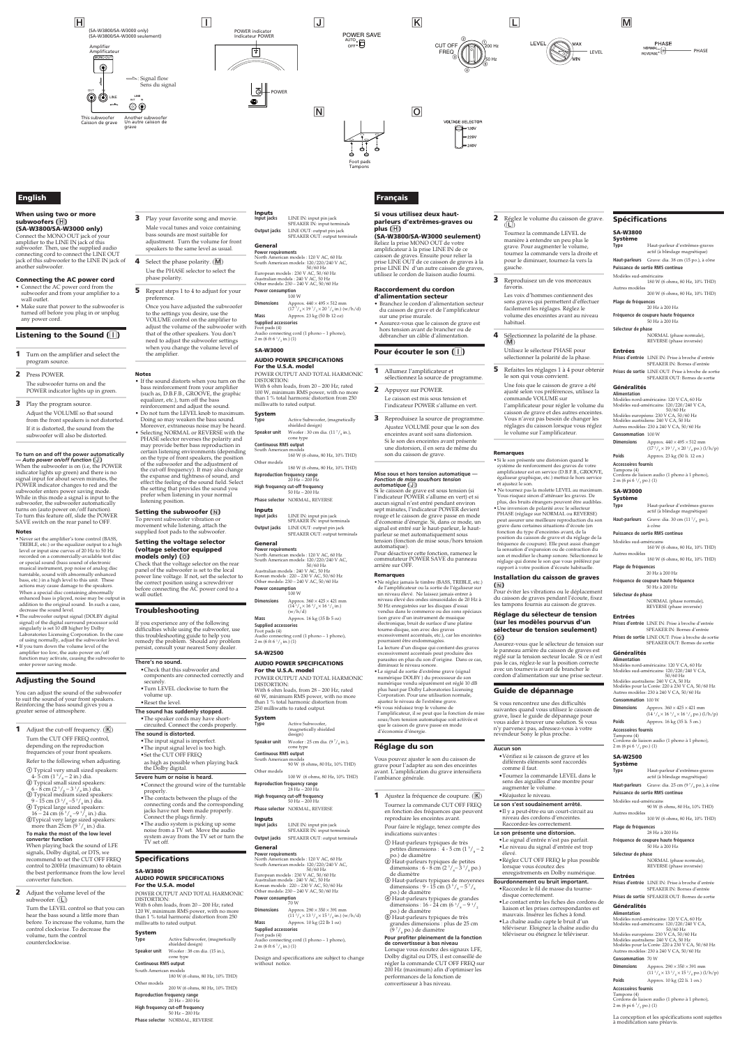H

(SA-W3800/SA-W3000 only)
(SA-W3800/SA-W3000 seulement)

Amplifier
Amplificateur
MONO OUT

Signal flow
Sens du signal

OUT LINE IN

LINE
OUT IN

This subwoofer
Caisson de grave

Another subwoofer
Un autre caisson de grave

I

POWER indicator
Indicateur POWER

POWER

J

POWER SAVE
AUTO
OFF

K

CUT OFF FREQ

200 Hz
50 Hz

L

LEVEL
MAX
MIN
LEVEL

M

PHASE
NORMAL
REVERSE
PHASE

N

Foot pads
Tampons

O

VOLTAGE SELECTOR
120V
220V
240V

## English

### When using two or more subwoofers (H) (SA-W3800/SA-W3000 only)

Connect the MONO OUT jack of your amplifier to the LINE IN jack of this subwoofer. Then, use the supplied audio connecting cord to connect the LINE OUT jack of this subwoofer to the LINE IN jack of another subwoofer.

### Connecting the AC power cord

- Connect the AC power cord from the subwoofer and from your amplifier to a wall outlet.
- Make sure that power to the subwoofer is turned off before you plug in or unplug any power cord.

## Listening to the Sound (I)

**1** Turn on the amplifier and select the program source.

**2** Press POWER.
The subwoofer turns on and the POWER indicator lights up in green.

**3** Play the program source.
Adjust the VOLUME so that sound from the front speakers is not distorted.
If it is distorted, the sound from the subwoofer will also be distorted.

#### To turn on and off the power automatically — *Auto power on/off function* (J)

When the subwoofer is on (i.e., the POWER indicator lights up green) and there is no signal input for about seven minutes, the POWER indicator changes to red and the subwoofer enters power saving mode. While in this mode a signal is input to the subwoofer, the subwoofer automatically turns on (auto power on/off function). To turn this feature off, slide the POWER SAVE switch on the rear panel to OFF.

#### Notes

- Never set the amplifier's tone control (BASS, TREBLE, etc.) or the equalizer output to a high level or input sine curves of 20 Hz to 50 Hz recorded on a commercially-available test disc or special sound (bass sound of electronic musical instrument, pop noise of analog disc turntable, sound with abnormally enhanced bass, etc.) in a high level to this unit. These actions may cause damage to the speakers. When a special disc containing abnormally enhanced bass is played, noise may be output in addition to the original sound. In such a case, decrease the sound level.
- The subwoofer output signal (DOLBY digital signal) of the digital surround processor sold singularly is set 10 dB higher by Dolby Laboratories Licensing Corporation. In the case of using normally, adjust the subwoofer level.
- If you turn down the volume level of the amplifier too low, the auto power on/off function may activate, causing the subwoofer to enter power saving mode.

## Adjusting the Sound

You can adjust the sound of the subwoofer to suit the sound of your front speakers. Reinforcing the bass sound gives you a greater sense of atmosphere.

**1** Adjust the cut-off frequency. (K)
Turn the CUT OFF FREQ control, depending on the reproduction frequencies of your front speakers.
Refer to the following when adjusting.
① Typical very small sized speakers: 4- 5 cm (1 5/8 – 2 in.) dia.
② Typical small sized speakers: 6 - 8 cm (2 3/8 – 3 1/4 in.) dia.
③ Typical medium sized speakers: 9 - 15 cm (3 5/8 – 5 7/8 in.) dia.
④ Typical large sized speakers: 16 – 24 cm (6 3/8 – 9 1/2 in.) dia.
⑤ Typical very large sized speakers: more than 25cm (9 7/8 in.) dia.

#### To make the most of the low level converter function

When playing back the sound of LFE signals, Dolby digital, or DTS, we recommend to set the CUT OFF FREQ control to 200Hz (maximum) to obtain the best performance from the low level converter function.

**2** Adjust the volume level of the subwoofer. (L)
Turn the LEVEL control so that you can hear the bass sound a little more than before. To increase the volume, turn the control clockwise. To decrease the volume, turn the control counterclockwise.

**3** Play your favorite song and movie.
Male vocal tunes and voice containing bass sounds are most suitable for adjustment. Turn the volume for front speakers to the same level as usual.

**4** Select the phase polarity. (M)
Use the PHASE selector to select the phase polarity.

**5** Repeat steps 1 to 4 to adjust for your preference.
Once you have adjusted the subwoofer to the settings you desire, use the VOLUME control on the amplifier to adjust the volume of the subwoofer with that of the other speakers. You don't need to adjust the subwoofer settings when you change the volume level of the amplifier.

#### Notes

- If the sound distorts when you turn on the bass reinforcement from your amplifier (such as, D.B.F.B., GROOVE, the graphic equalizer, etc.), turn off the bass reinforcement and adjust the sound.
- Do not turn the LEVEL knob to maximum. Doing so may weaken the bass sound. Moreover, extraneous noise may be heard.
- Selecting NORMAL or REVERSE with the PHASE selector reverses the polarity and may provide better bass reproduction in certain listening environments (depending on the type of front speakers, the position of the subwoofer and the adjustment of the cut-off frequency). It may also change the expanse and tightness of sound, and effect the feeling of the sound field. Select the setting that provides the sound you prefer when listening in your normal listening position.

### Setting the subwoofer (N)

To prevent subwoofer vibration or movement while listening, attach the supplied foot pads to the subwoofer.

### Setting the voltage selector (voltage selector equipped models only) (O)

Check that the voltage selector on the rear panel of the subwoofer is set to the local power line voltage. If not, set the selector to the correct position using a screwdriver before connecting the AC power cord to a wall outlet.

## Troubleshooting

If you experience any of the following difficulties while using the subwoofer, use this troubleshooting guide to help you remedy the problem. Should any problem persist, consult your nearest Sony dealer.

#### There's no sound.

- Check that this subwoofer and components are connected correctly and securely.
- Turn LEVEL clockwise to turn the volume up.
- Reset the level.

#### The sound has suddenly stopped.

- The speaker cords may have short-circuited. Connect the cords properly.

#### The sound is distorted.

- The input signal is imperfect.
- The input signal level is too high.
- Set the CUT OFF FREQ as high as possible when playing back the Dolby digital.

#### Severe hum or noise is heard.

- Connect the ground wire of the turntable properly.
- The contacts between the plugs of the connecting cords and the corresponding jacks have not been made properly. Connect the plugs firmly.
- The audio system is picking up some noise from a TV set. Move the audio system away from the TV set or turn the TV set off.

## Specifications

### SA-W3800

#### AUDIO POWER SPECIFICATIONS For the U.S.A. model

POWER OUTPUT AND TOTAL HARMONIC DISTORTION:
With 6 ohm loads, from 20 – 200 Hz; rated 120 W, minimum RMS power, with no more than 1 % total harmonic distortion from 250 milliwatts to rated output.

#### System

**Type** Active Subwoofer, (magnetically shielded design)
**Speaker unit** Woofer : 38 cm dia. (15 in.), cone type
**Continuous RMS output**
South American models
180 W (6 ohms, 80 Hz, 10% THD)
Other models
200 W (6 ohms, 80 Hz, 10% THD)
**Reproduction frequency range** 20 Hz – 200 Hz
**High frequency cut-off frequency** 50 Hz – 200 Hz
**Phase selector** NORMAL, REVERSE

#### Inputs

**Input jacks** LINE IN: input pin jack
SPEAKER IN: input terminals
**Output jacks** LINE OUT: output pin jack
SPEAKER OUT: output terminals

#### General

**Power requirements**
North American models : 120 V AC, 60 Hz
South American models : 120/220/240 V AC, 50/60 Hz
European models : 230 V AC, 50/60 Hz
Australian models : 240 V AC, 50 Hz
Other models: 230 – 240 V AC, 50/60 Hz
**Power consumption** 100 W
**Dimensions** Approx. 440 × 495 × 512 mm (17 3/8 × 19 1/2 × 20 1/4 in.) (w/h/d)
**Mass** Approx. 23 kg (50 lb 12 oz)
**Supplied accessories**
Foot pads (4)
Audio connecting cord (1 phono – 1 phone), 2 m (6 ft 6 1/2 in.) (1)

### SA-W3000

#### AUDIO POWER SPECIFICATIONS For the U.S.A. model

POWER OUTPUT AND TOTAL HARMONIC DISTORTION:
With 6 ohm loads, from 20 – 200 Hz; rated 100 W, minimum RMS power, with no more than 1 % total harmonic distortion from 250 milliwatts to rated output.

#### System

**Type** Active Subwoofer, (magnetically shielded design)
**Speaker unit** Woofer : 30 cm dia. (11 7/8 in.), cone type
**Continuous RMS output**
South American models
160 W (6 ohms, 80 Hz, 10% THD)
Other models
180 W (6 ohms, 80 Hz, 10% THD)
**Reproduction frequency range** 20 Hz – 200 Hz
**High frequency cut-off frequency** 50 Hz – 200 Hz
**Phase selector** NORMAL, REVERSE

#### Inputs

**Input jacks** LINE IN: input pin jack
SPEAKER IN: input terminals
**Output jacks** LINE OUT: output pin jack
SPEAKER OUT: output terminals

#### General

**Power requirements**
North American models : 120 V AC, 60 Hz
South American models : 120/220/240 V AC, 50/60 Hz
Australian models : 240 V AC, 50 Hz
Korean models : 220 – 230 V AC, 50/60 Hz
Other models: 230 – 240 V AC, 50/60 Hz
**Power consumption** 100 W
**Dimensions** Approx. 360 × 425 × 421 mm (14 1/4 × 16 7/8 × 16 5/8 in.) (w/h/d)
**Mass** Approx. 16 kg (35 lb 5 oz)
**Supplied accessories**
Foot pads (4)
Audio connecting cord (1 phono – 1 phone), 2 m (6 ft 6 1/2 in.) (1)

### SA-W2500

#### AUDIO POWER SPECIFICATIONS For the U.S.A. model

POWER OUTPUT AND TOTAL HARMONIC DISTORTION:
With 6 ohm loads, from 28 – 200 Hz; rated 60 W, minimum RMS power, with no more than 1 % total harmonic distortion from 250 milliwatts to rated output.

#### System

**Type** Active Subwoofer, (magnetically shielded design)
**Speaker unit** Woofer : 25 cm dia. (9 7/8 in.), cone type
**Continuous RMS output**
South American models
90 W (6 ohms, 80 Hz, 10% THD)
Other models
100 W (6 ohms, 80 Hz, 10% THD)
**Reproduction frequency range** 28 Hz – 200 Hz
**High frequency cut-off frequency** 50 Hz – 200 Hz
**Phase selector** NORMAL, REVERSE

#### Inputs

**Input jacks** LINE IN: input pin jack
SPEAKER IN: input terminals
**Output jacks** SPEAKER OUT: output terminals

#### General

**Power requirements**
North American models : 120 V AC, 60 Hz
South American models : 120/220/240 V AC, 50/60 Hz
European models : 230 V AC, 50/60 Hz
Australian models : 240 V AC, 50 Hz
Korean models : 220 – 230 V AC, 50/60 Hz
Other models: 230 – 240 V AC, 50/60 Hz
**Power consumption** 70 W
**Dimensions** Approx. 290 × 350 × 391 mm (11 1/2 × 13 7/8 × 15 1/2 in.) (w/h/d)
**Mass** Approx. 10 kg (22 lb 1 oz)
**Supplied accessories**
Foot pads (4)
Audio connecting cord (1 phono – 1 phone), 2 m (6 ft 6 1/2 in.) (1)

Design and specifications are subject to change without notice.

## Français

### Si vous utilisez deux haut-parleurs d'extrêmes-graves ou plus (H) (SA-W3800/SA-W3000 seulement)

Reliez la prise MONO OUT de votre amplificateur à la prise LINE IN de ce caisson de graves. Ensuite pour relier la prise LINE OUT de ce caisson de graves à la prise LINE IN d'un autre caisson de graves, utilisez le cordon de liaison audio fourni.

### Raccordement du cordon d'alimentation secteur

- Branchez le cordon d'alimentation secteur du caisson de grave et de l'amplificateur sur une prise murale.
- Assurez-vous que le caisson de grave est hors tension avant de brancher ou de débrancher un câble d'alimentation.

## Pour écouter le son (I)

**1** Allumez l'amplificateur et sélectionnez la source de programme.

**2** Appuyez sur POWER.
Le caisson est mis sous tension et l'indicateur POWER s'allume en vert.

**3** Reproduisez la source de programme.
Ajustez VOLUME pour que le son des enceintes avant soit sans distorsion. Si le son des enceintes avant présente une distorsion, il en sera de même du son du caisson de grave.

#### Mise sous et hors tension automatique — *Fonction de mise sous/hors tension automatique* (J)

Si le caisson de grave est sous tension (si l'indicateur POWER s'allume en vert) et si aucun signal n'est entré pendant environ sept minutes, l'indicateur POWER devient rouge et le caisson de grave passe en mode d'économie d'énergie. Si, dans ce mode, un signal est entré sur le haut-parleur, le haut-parleur se met automatiquement sous tension (fonction de mise sous/hors tension automatique).
Pour désactiver cette fonction, ramenez le commutateur POWER SAVE du panneau arrière sur OFF.

#### Remarques

- Ne réglez jamais le timbre (BASS, TREBLE, etc.) de l'amplificateur ou la sortie de l'égaliseur sur un niveau élevé. Ne laissez jamais entrer à niveau élevé des ondes sinusoïdales de 20 Hz à 50 Hz enregistrées sur les disques d'essai vendus dans le commerce ou des sons spéciaux (son grave d'un instrument de musique électronique, bruit de surface d'une platine tourne-disque, son avec des graves excessivement accentués, etc.), car les enceintes pourraient être endommagées.
La lecture d'un disque qui contient des graves excessivement accentués peut produire des parasites en plus du son d'origine. Dans ce cas, diminuez le niveau sonore.
- Le signal de sortie d'extrême grave (signal numérique DOLBY) du processeur de son numérique vendu séparément est réglé 10 dB plus haut par Dolby Laboratories Licensing Corporation. Pour une utilisation normale, ajustez le niveau de l'extrême grave.
- Si vous réduisez trop le volume de l'amplificateur, il se peut que la fonction de mise sous/hors tension automatique soit activée et que le caisson de grave passe en mode d'économie d'énergie.

## Réglage du son

Vous pouvez ajuster le son du caisson de grave pour l'adapter au son des enceintes avant. L'amplification du grave intensifiera l'ambiance générale.

**1** Ajustez la fréquence de coupure. (K)
Tournez la commande CUT OFF FREQ en fonction des fréquences que peuvent reproduire les enceintes avant.
Pour faire le réglage, tenez compte des indications suivantes :
① Haut-parleurs typiques de très petites dimensions : 4 - 5 cm (1 5/8 – 2 po.) de diamètre
② Haut-parleurs typiques de petites dimensions : 6 - 8 cm (2 3/8 – 3 1/4 po.) de diamètre
③ Haut-parleurs typiques de moyennes dimensions : 9 - 15 cm (3 5/8 – 5 7/8 po.) de diamètre
④ Haut-parleurs typiques de grandes dimensions : 16 - 24 cm (6 3/8 – 9 1/2 po.) de diamètre
⑤ Haut-parleurs typiques de très grandes dimensions : plus de 25 cm (9 7/8 po.) de diamètre

#### Pour profiter pleinement de la fonction de convertisseur à bas niveau

Lorsque vous écoutez des signaux LFE, Dolby digital ou DTS, il est conseillé de régler la commande CUT OFF FREQ sur 200 Hz (maximum) afin d'optimiser les performances de la fonction de convertisseur à bas niveau.

**2** Réglez le volume du caisson de grave. (L)
Tournez la commande LEVEL de manière à entendre un peu plus le grave. Pour augmenter le volume, tournez la commande vers la droite et pour le diminuer, tournez-la vers la gauche.

**3** Reproduisez un de vos morceaux favoris.
Les voix d'hommes contiennent des sons graves qui permettent d'effectuer facilement les réglages. Réglez le volume des enceintes avant au niveau habituel.

**4** Sélectionnez la polarité de la phase. (M)
Utilisez le sélecteur PHASE pour sélectionner la polarité de la phase.

**5** Refaites les réglages 1 à 4 pour obtenir le son qui vous convient.
Une fois que le caisson de grave a été ajusté selon vos préférences, utilisez la commande VOLUME sur l'amplificateur pour régler le volume du caisson de grave et des autres enceintes. Vous n'avez pas besoin de changer les réglages du caisson lorsque vous réglez le volume sur l'amplificateur.

#### Remarques

- Si le son présente une distorsion quand le système de renforcement des graves de votre amplificateur est en service (D.B.F.B., GROOVE, égaliseur graphique, etc.) mettez-le hors service et ajustez le son.
- Ne tournez pas la molette LEVEL au maximum. Vous risquez sinon d'atténuer les graves. De plus, des bruits étrangers peuvent être audibles.
- Une inversion de polarité avec le sélecteur PHASE (réglage sur NORMAL ou REVERSE) peut assurer une meilleure reproduction du son grave dans certaines situations d'écoute (en fonction du type d'enceintes avant, de la position du caisson de grave et du réglage de la fréquence de coupure). Elle peut aussi changer la sensation d'expansion ou de contraction du son et modifier le champ sonore. Sélectionnez le réglage qui donne le son que vous préférez par rapport à votre position d'écoute habituelle.

### Installation du caisson de graves (N)

Pour éviter les vibrations ou le déplacement du caisson de graves pendant l'écoute, fixez les tampons fournis au caisson de graves.

### Réglage du sélecteur de tension (sur les modèles pourvus d'un sélecteur de tension seulement) (O)

Assurez-vous que le sélecteur de tension sur le panneau arrière du caisson de graves est réglé sur la tension secteur locale. Si ce n'est pas le cas, réglez-le sur la position correcte avec un tournevis avant de brancher le cordon d'alimentation sur une prise secteur.

## Guide de dépannage

Si vous rencontrez une des difficultés suivantes quand vous utilisez le caisson de grave, lisez le guide de dépannage pour vous aider à trouver une solution. Si vous n'y parvenez pas, adressez-vous à votre revendeur Sony le plus proche.

#### Aucun son

- Vérifiez si le caisson de grave et les différents éléments sont raccordés comme il faut.
- Tournez la commande LEVEL dans le sens des aiguilles d'une montre pour augmenter le volume.
- Réajustez le niveau.

#### Le son s'est soudainement arrêté.

- Il y a peut-être eu un court-circuit au niveau des cordons d'enceintes. Raccordez-les correctement.

#### Le son présente une distorsion.

- Le signal d'entrée n'est pas parfait.
- Le niveau du signal d'entrée est trop élevé.
- Réglez CUT OFF FREQ le plus possible lorsque vous écoutez des enregistrements en Dolby numérique.

#### Bourdonnement ou bruit important.

- Raccordez le fil de masse du tourne-disque correctement.
- Le contact entre les fiches des cordons de liaison et les prises correspondantes est mauvais. Insérez les fiches à fond.
- La chaîne audio capte le bruit d'un téléviseur. Eloignez la chaîne audio du téléviseur ou éteignez le téléviseur.

## Spécifications

### SA-W3800

#### Système

**Type** Haut-parleur d'extrêmes-graves actif (à blindage magnétique)
**Haut-parleurs** Grave: dia. 38 cm (15 po.), à cône
**Puissance de sortie RMS continue**
Modèles sud-américaine
180 W (6 ohms, 80 Hz, 10% THD)
Autres modèles
200 W (6 ohms, 80 Hz, 10% THD)
**Plage de fréquences** 20 Hz à 200 Hz
**Fréquence de coupure haute fréquence** 50 Hz à 200 Hz
**Sélecteur de phase** NORMAL (phase normale), REVERSE (phase inversée)

#### Entrées

**Prises d'entrée** LINE IN: Prise à broche d'entrée
SPEAKER IN: Bornes d'entrée
**Prises de sortie** LINE OUT: Prise à broche de sortie
SPEAKER OUT: Bornes de sortie

#### Généralités

**Alimentation**
Modèles nord-américaines: 120 V CA, 60 Hz
Modèles sud-américaines: 120/220/240 V CA, 50/60 Hz
Modèles européens: 230 V CA, 50/60 Hz
Modèles australiens: 240 V CA, 50 Hz
Autres modèles: 230 à 240 V CA, 50/60 Hz
**Consommation** 100 W
**Dimensions** Approx. 440 × 495 × 512 mm (17 3/8 × 19 1/2 × 20 1/4 po.) (l/h/p)
**Poids** Approx. 23 kg (50 li. 12 on.)
**Accessoires fournis**
Tampons (4)
Cordons de liaison audio (1 phono à 1 phone), 2 m (6 pi 6 1/2 po.) (1)

### SA-W3000

#### Système

**Type** Haut-parleur d'extrêmes-graves actif (à blindage magnétique)
**Haut-parleurs** Grave: dia. 30 cm (11 7/8 po.), à cône
**Puissance de sortie RMS continue**
Modèles sud-américaine
160 W (6 ohms, 80 Hz, 10% THD)
Autres modèles
180 W (6 ohms, 80 Hz, 10% THD)
**Plage de fréquences** 20 Hz à 200 Hz
**Fréquence de coupure haute fréquence** 50 Hz à 200 Hz
**Sélecteur de phase** NORMAL (phase normale), REVERSE (phase inversée)

#### Entrées

**Prises d'entrée** LINE IN: Prise à broche d'entrée
SPEAKER IN: Bornes d'entrée
**Prises de sortie** LINE OUT: Prise à broche de sortie
SPEAKER OUT: Bornes de sortie

#### Généralités

**Alimentation**
Modèles nord-américaines: 120 V CA, 60 Hz
Modèles sud-américaines: 120/220/240 V CA, 50/60 Hz
Modèles australiens: 240 V CA, 50 Hz
Modèles pour la Corée: 220 à 230 V CA, 50/60 Hz
Autres modèles: 230 à 240 V CA, 50/60 Hz
**Consommation** 100 W
**Dimensions** Approx. 360 × 425 × 421 mm (14 1/4 × 16 7/8 × 16 5/8 po.) (l/h/p)
**Poids** Approx. 16 kg (35 li. 5 on.)
**Accessoires fournis**
Tampons (4)
Cordons de liaison audio (1 phono à 1 phone), 2 m (6 pi 6 1/2 po.) (1)

### SA-W2500

#### Système

**Type** Haut-parleur d'extrêmes-graves actif (à blindage magnétique)
**Haut-parleurs** Grave: dia. 25 cm (9 7/8 po.), à cône
**Puissance de sortie RMS continue**
Modèles sud-américaine
90 W (6 ohms, 80 Hz, 10% THD)
Autres modèles
100 W (6 ohms, 80 Hz, 10% THD)
**Plage de fréquences** 28 Hz à 200 Hz
**Fréquence de coupure haute fréquence** 50 Hz à 200 Hz
**Sélecteur de phase** NORMAL (phase normale), REVERSE (phase inversée)

#### Entrées

**Prises d'entrée** LINE IN: Prise à broche d'entrée
SPEAKER IN: Bornes d'entrée
**Prises de sortie** SPEAKER OUT: Bornes de sortie

#### Généralités

**Alimentation**
Modèles nord-américaines: 120 V CA, 60 Hz
Modèles sud-américaines: 120/220/240 V CA, 50/60 Hz
Modèles européens: 230 V CA, 50/60 Hz
Modèles australiens: 240 V CA, 50 Hz
Modèles pour la Corée: 220 à 230 V CA, 50/60 Hz
Autres modèles: 230 à 240 V CA, 50/60 Hz
**Consommation** 70 W
**Dimensions** Approx. 290 × 350 × 391 mm (11 1/2 × 13 7/8 × 15 1/2 po.) (l/h/p)
**Poids** Approx. 10 kg (22 li. 1 on.)
**Accessoires fournis**
Tampons (4)
Cordons de liaison audio (1 phono à 1 phone), 2 m (6 pi 6 1/2 po.) (1)

La conception et les spécifications sont sujettes à modification sans préavis.